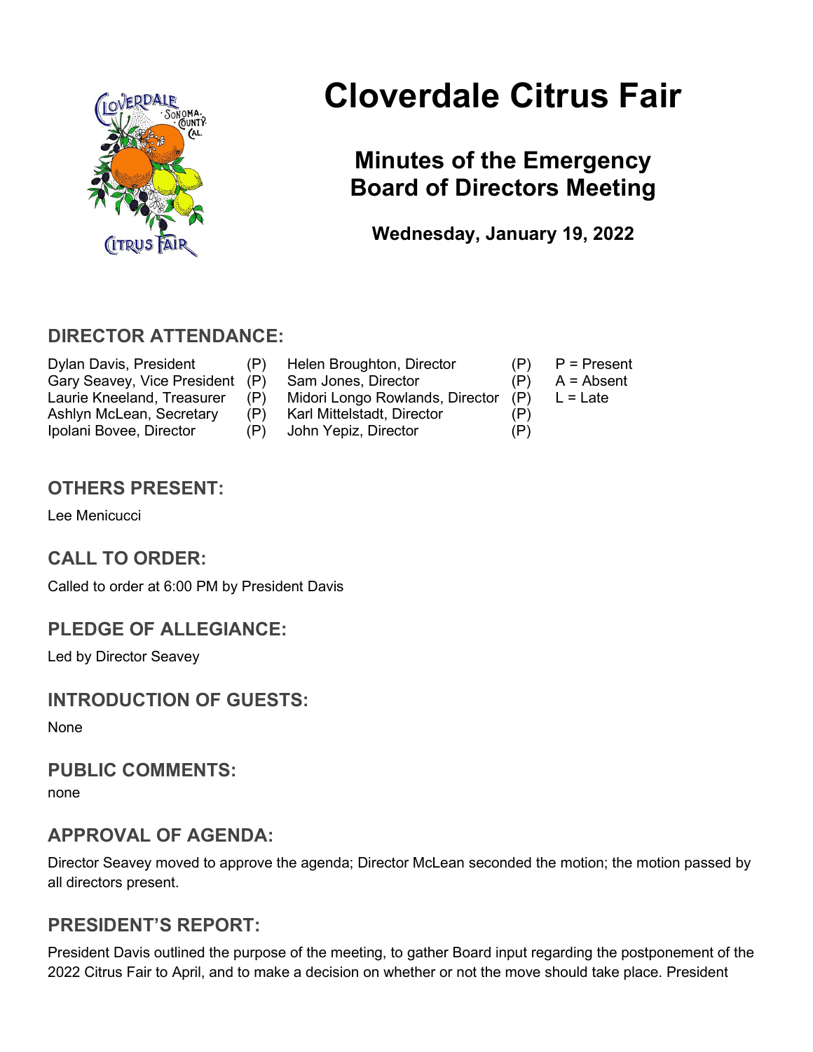# Cloverdale Citrus Fair

## Minutes of the Emergency Board of Directors Meeting

**Wednesday, January 19, 2022**

## DIRECTOR ATTENDANCE:

| | | | | |
|---|---|---|---|---|
| Dylan Davis, President | (P) | Helen Broughton, Director | (P) | P = Present |
| Gary Seavey, Vice President | (P) | Sam Jones, Director | (P) | A = Absent |
| Laurie Kneeland, Treasurer | (P) | Midori Longo Rowlands, Director | (P) | L = Late |
| Ashlyn McLean, Secretary | (P) | Karl Mittelstadt, Director | (P) | |
| Ipolani Bovee, Director | (P) | John Yepiz, Director | (P) | |

## OTHERS PRESENT:

Lee Menicucci

## CALL TO ORDER:

Called to order at 6:00 PM by President Davis

## PLEDGE OF ALLEGIANCE:

Led by Director Seavey

## INTRODUCTION OF GUESTS:

None

## PUBLIC COMMENTS:

none

## APPROVAL OF AGENDA:

Director Seavey moved to approve the agenda; Director McLean seconded the motion; the motion passed by all directors present.

## PRESIDENT'S REPORT:

President Davis outlined the purpose of the meeting, to gather Board input regarding the postponement of the 2022 Citrus Fair to April, and to make a decision on whether or not the move should take place. President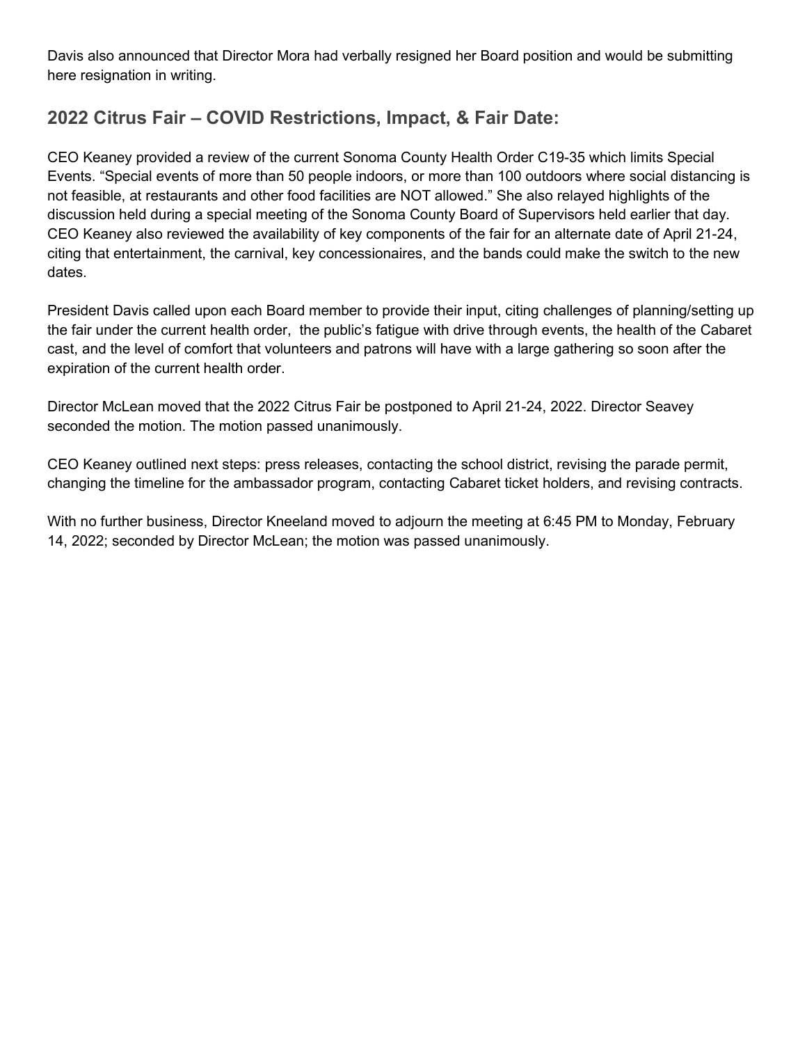Davis also announced that Director Mora had verbally resigned her Board position and would be submitting here resignation in writing.

## 2022 Citrus Fair – COVID Restrictions, Impact, & Fair Date:

CEO Keaney provided a review of the current Sonoma County Health Order C19-35 which limits Special Events. "Special events of more than 50 people indoors, or more than 100 outdoors where social distancing is not feasible, at restaurants and other food facilities are NOT allowed." She also relayed highlights of the discussion held during a special meeting of the Sonoma County Board of Supervisors held earlier that day. CEO Keaney also reviewed the availability of key components of the fair for an alternate date of April 21-24, citing that entertainment, the carnival, key concessionaires, and the bands could make the switch to the new dates.

President Davis called upon each Board member to provide their input, citing challenges of planning/setting up the fair under the current health order, the public's fatigue with drive through events, the health of the Cabaret cast, and the level of comfort that volunteers and patrons will have with a large gathering so soon after the expiration of the current health order.

Director McLean moved that the 2022 Citrus Fair be postponed to April 21-24, 2022. Director Seavey seconded the motion. The motion passed unanimously.

CEO Keaney outlined next steps: press releases, contacting the school district, revising the parade permit, changing the timeline for the ambassador program, contacting Cabaret ticket holders, and revising contracts.

With no further business, Director Kneeland moved to adjourn the meeting at 6:45 PM to Monday, February 14, 2022; seconded by Director McLean; the motion was passed unanimously.